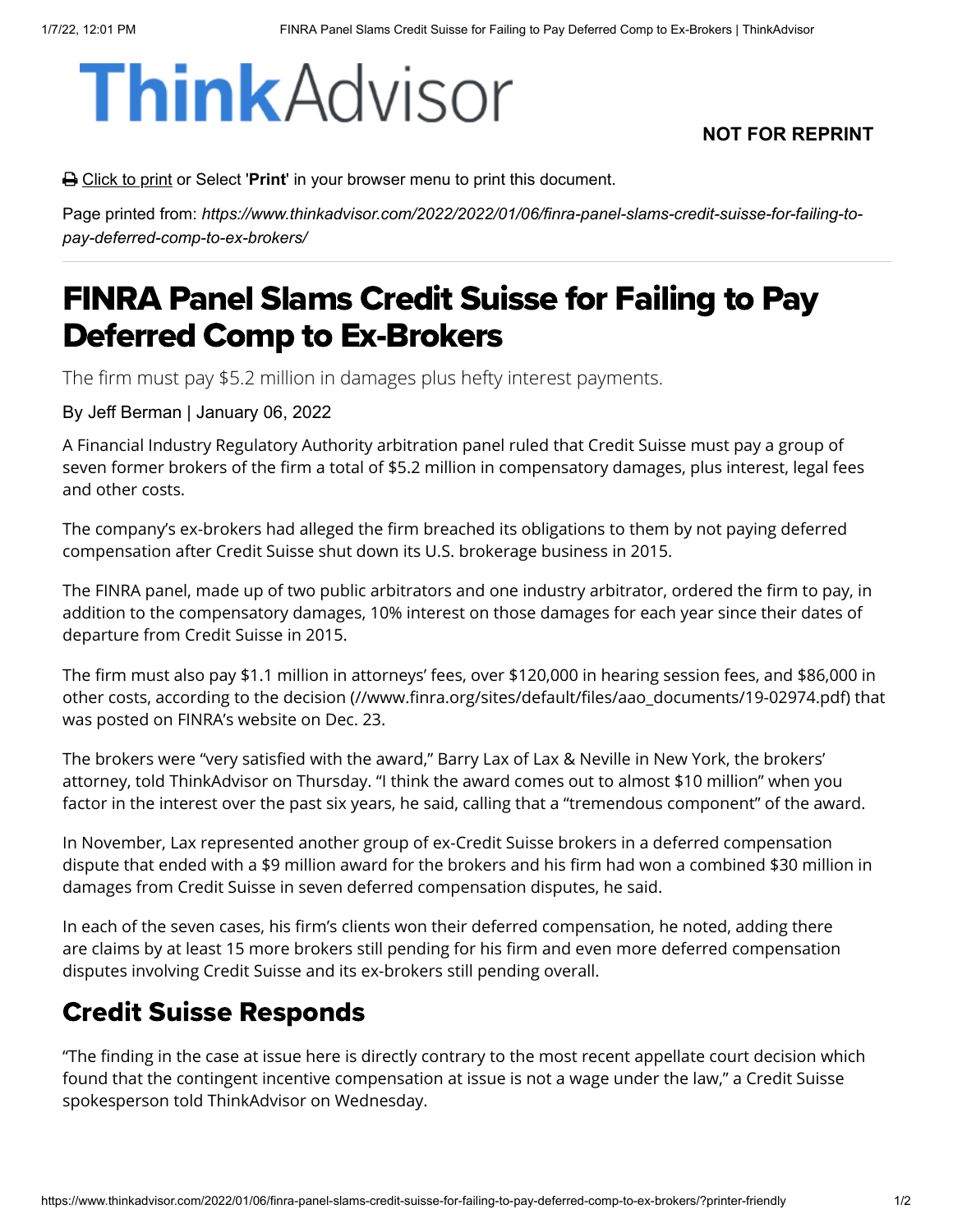# ThinkAdvisor

**NOT FOR REPRINT**

Click to print or Select '**Print**' in your browser menu to print this document.

Page printed from: *https://www.thinkadvisor.com/2022/2022/01/06/finra-panel-slams-credit-suisse-for-failing-to-pay-deferred-comp-to-ex-brokers/*

# FINRA Panel Slams Credit Suisse for Failing to Pay Deferred Comp to Ex-Brokers

The firm must pay $5.2 million in damages plus hefty interest payments.

By Jeff Berman | January 06, 2022

A Financial Industry Regulatory Authority arbitration panel ruled that Credit Suisse must pay a group of seven former brokers of the firm a total of $5.2 million in compensatory damages, plus interest, legal fees and other costs.

The company's ex-brokers had alleged the firm breached its obligations to them by not paying deferred compensation after Credit Suisse shut down its U.S. brokerage business in 2015.

The FINRA panel, made up of two public arbitrators and one industry arbitrator, ordered the firm to pay, in addition to the compensatory damages, 10% interest on those damages for each year since their dates of departure from Credit Suisse in 2015.

The firm must also pay $1.1 million in attorneys' fees, over $120,000 in hearing session fees, and $86,000 in other costs, according to the decision (//www.finra.org/sites/default/files/aao_documents/19-02974.pdf) that was posted on FINRA's website on Dec. 23.

The brokers were "very satisfied with the award," Barry Lax of Lax & Neville in New York, the brokers' attorney, told ThinkAdvisor on Thursday. "I think the award comes out to almost $10 million" when you factor in the interest over the past six years, he said, calling that a "tremendous component" of the award.

In November, Lax represented another group of ex-Credit Suisse brokers in a deferred compensation dispute that ended with a $9 million award for the brokers and his firm had won a combined $30 million in damages from Credit Suisse in seven deferred compensation disputes, he said.

In each of the seven cases, his firm's clients won their deferred compensation, he noted, adding there are claims by at least 15 more brokers still pending for his firm and even more deferred compensation disputes involving Credit Suisse and its ex-brokers still pending overall.

## Credit Suisse Responds

"The finding in the case at issue here is directly contrary to the most recent appellate court decision which found that the contingent incentive compensation at issue is not a wage under the law," a Credit Suisse spokesperson told ThinkAdvisor on Wednesday.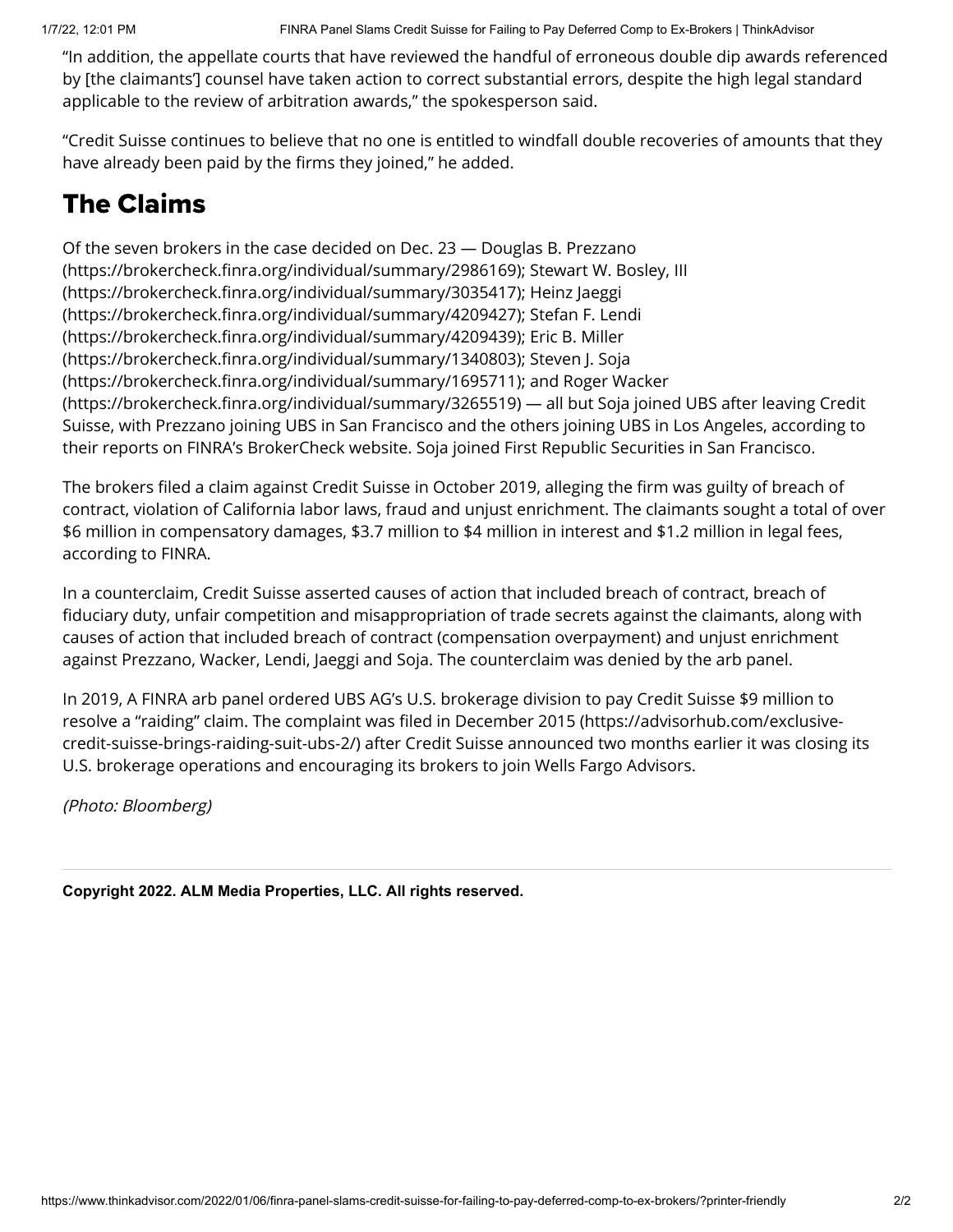"In addition, the appellate courts that have reviewed the handful of erroneous double dip awards referenced by [the claimants'] counsel have taken action to correct substantial errors, despite the high legal standard applicable to the review of arbitration awards," the spokesperson said.

"Credit Suisse continues to believe that no one is entitled to windfall double recoveries of amounts that they have already been paid by the firms they joined," he added.

## The Claims

Of the seven brokers in the case decided on Dec. 23 — Douglas B. Prezzano (https://brokercheck.finra.org/individual/summary/2986169); Stewart W. Bosley, III (https://brokercheck.finra.org/individual/summary/3035417); Heinz Jaeggi (https://brokercheck.finra.org/individual/summary/4209427); Stefan F. Lendi (https://brokercheck.finra.org/individual/summary/4209439); Eric B. Miller (https://brokercheck.finra.org/individual/summary/1340803); Steven J. Soja (https://brokercheck.finra.org/individual/summary/1695711); and Roger Wacker (https://brokercheck.finra.org/individual/summary/3265519) — all but Soja joined UBS after leaving Credit Suisse, with Prezzano joining UBS in San Francisco and the others joining UBS in Los Angeles, according to their reports on FINRA's BrokerCheck website. Soja joined First Republic Securities in San Francisco.

The brokers filed a claim against Credit Suisse in October 2019, alleging the firm was guilty of breach of contract, violation of California labor laws, fraud and unjust enrichment. The claimants sought a total of over $6 million in compensatory damages, $3.7 million to $4 million in interest and $1.2 million in legal fees, according to FINRA.

In a counterclaim, Credit Suisse asserted causes of action that included breach of contract, breach of fiduciary duty, unfair competition and misappropriation of trade secrets against the claimants, along with causes of action that included breach of contract (compensation overpayment) and unjust enrichment against Prezzano, Wacker, Lendi, Jaeggi and Soja. The counterclaim was denied by the arb panel.

In 2019, A FINRA arb panel ordered UBS AG's U.S. brokerage division to pay Credit Suisse $9 million to resolve a "raiding" claim. The complaint was filed in December 2015 (https://advisorhub.com/exclusive-credit-suisse-brings-raiding-suit-ubs-2/) after Credit Suisse announced two months earlier it was closing its U.S. brokerage operations and encouraging its brokers to join Wells Fargo Advisors.

*(Photo: Bloomberg)*

---

**Copyright 2022. ALM Media Properties, LLC. All rights reserved.**